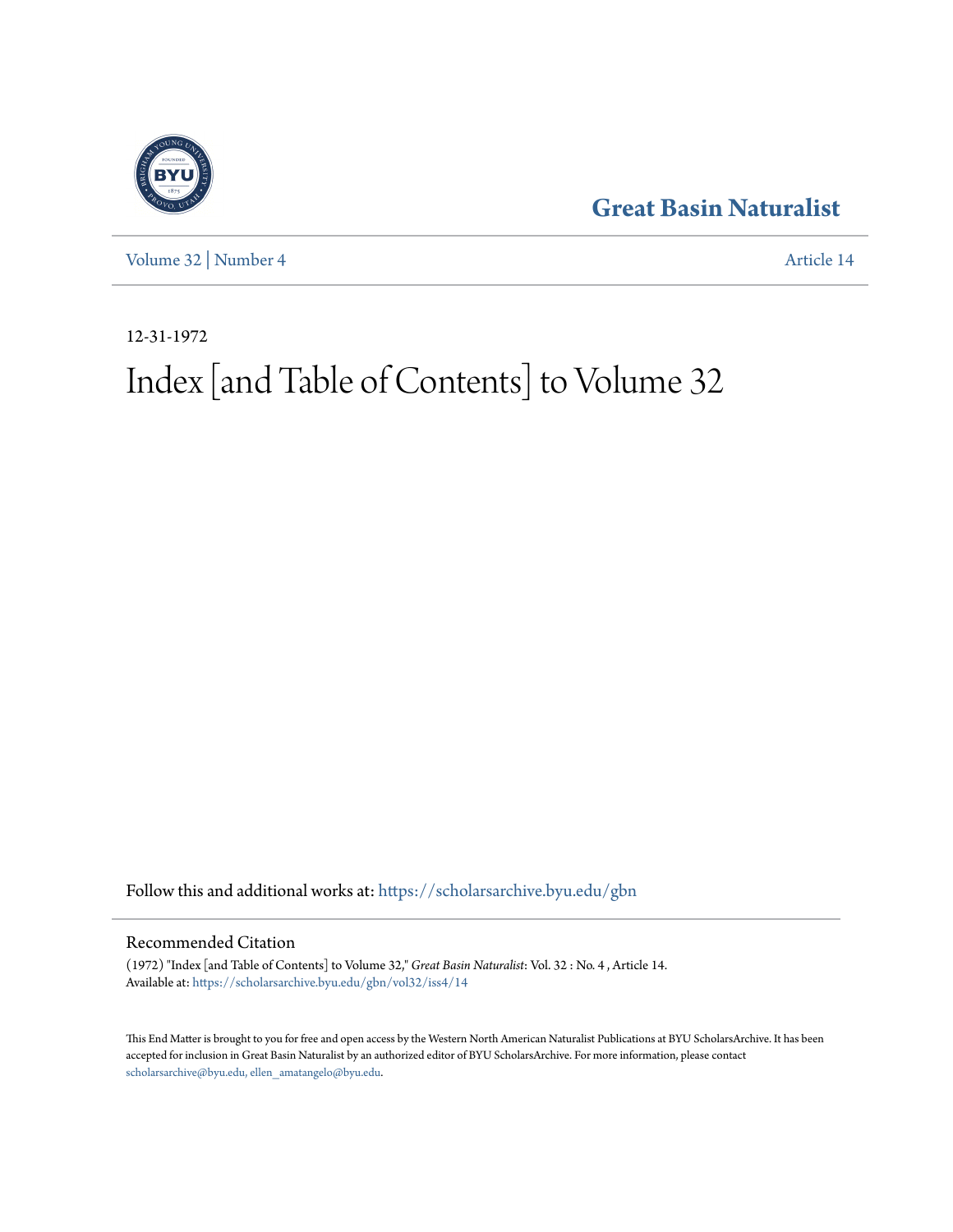# Great Basin Naturalist

Volume 32 | Number 4 Article 14

12-31-1972

# Index [and Table of Contents] to Volume 32

Follow this and additional works at: https://scholarsarchive.byu.edu/gbn

## Recommended Citation

(1972) "Index [and Table of Contents] to Volume 32," *Great Basin Naturalist*: Vol. 32 : No. 4 , Article 14.
Available at: https://scholarsarchive.byu.edu/gbn/vol32/iss4/14

This End Matter is brought to you for free and open access by the Western North American Naturalist Publications at BYU ScholarsArchive. It has been accepted for inclusion in Great Basin Naturalist by an authorized editor of BYU ScholarsArchive. For more information, please contact scholarsarchive@byu.edu, ellen_amatangelo@byu.edu.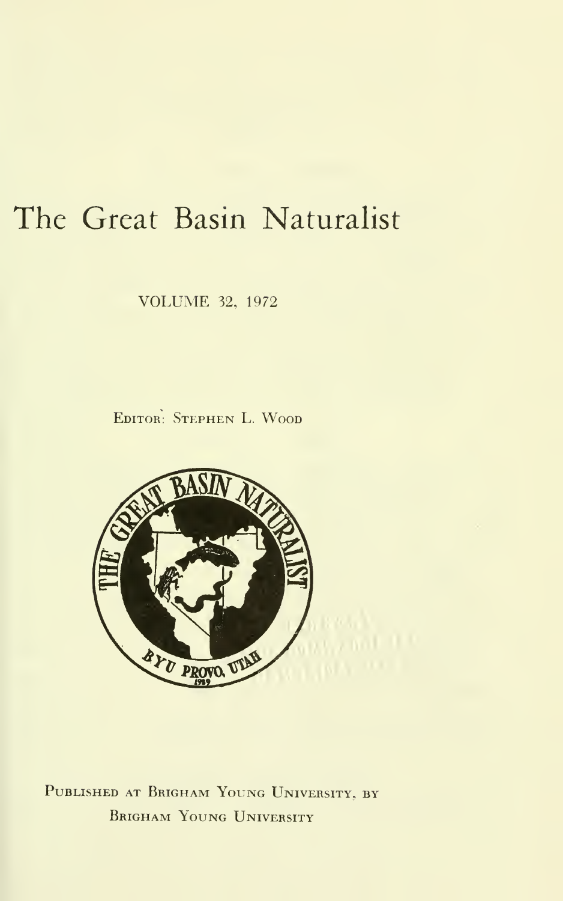# The Great Basin Naturalist

VOLUME 32, 1972

EDITOR: STEPHEN L. WOOD

PUBLISHED AT BRIGHAM YOUNG UNIVERSITY, BY
BRIGHAM YOUNG UNIVERSITY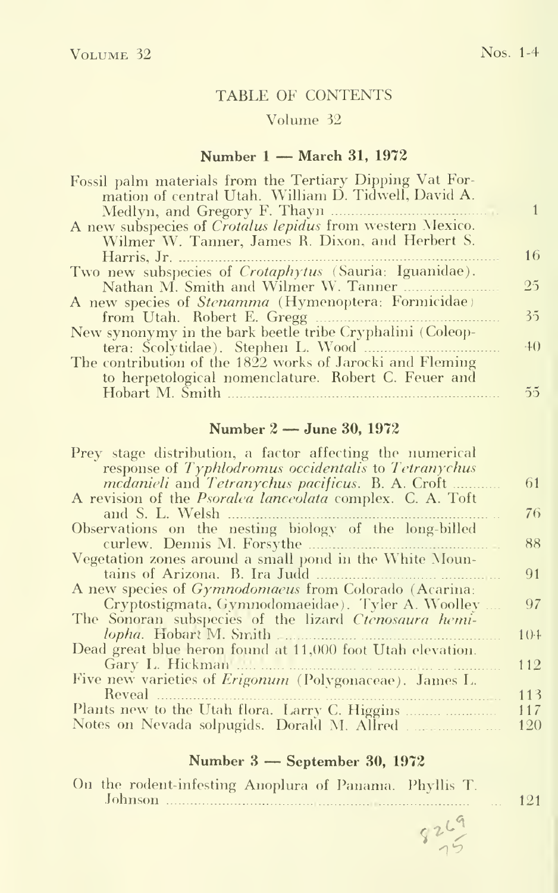# TABLE OF CONTENTS

## Volume 32

### Number 1 — March 31, 1972

| | |
|---|---|
| Fossil palm materials from the Tertiary Dipping Vat Formation of central Utah. William D. Tidwell, David A. Medlyn, and Gregory F. Thayn | 1 |
| A new subspecies of *Crotalus lepidus* from western Mexico. Wilmer W. Tanner, James R. Dixon, and Herbert S. Harris, Jr. | 16 |
| Two new subspecies of *Crotaphytus* (Sauria: Iguanidae). Nathan M. Smith and Wilmer W. Tanner | 25 |
| A new species of *Stenamma* (Hymenoptera: Formicidae) from Utah. Robert E. Gregg | 35 |
| New synonymy in the bark beetle tribe Cryphalini (Coleoptera: Scolytidae). Stephen L. Wood | 40 |
| The contribution of the 1822 works of Jarocki and Fleming to herpetological nomenclature. Robert C. Feuer and Hobart M. Smith | 55 |

### Number 2 — June 30, 1972

| | |
|---|---|
| Prey stage distribution, a factor affecting the numerical response of *Typhlodromus occidentalis* to *Tetranychus mcdanieli* and *Tetranychus pacificus*. B. A. Croft | 61 |
| A revision of the *Psoralea lanceolata* complex. C. A. Toft and S. L. Welsh | 76 |
| Observations on the nesting biology of the long-billed curlew. Dennis M. Forsythe | 88 |
| Vegetation zones around a small pond in the White Mountains of Arizona. B. Ira Judd | 91 |
| A new species of *Gymnodomaeus* from Colorado (Acarina: Cryptostigmata, Gymnodomaeidae). Tyler A. Woolley | 97 |
| The Sonoran subspecies of the lizard *Ctenosaura hemilopha*. Hobart M. Smith | 104 |
| Dead great blue heron found at 11,000 foot Utah elevation. Gary L. Hickman | 112 |
| Five new varieties of *Erigonum* (Polygonaceae). James L. Reveal | 113 |
| Plants new to the Utah flora. Larry C. Higgins | 117 |
| Notes on Nevada solpugids. Dorald M. Allred | 120 |

### Number 3 — September 30, 1972

| | |
|---|---|
| On the rodent-infesting Anoplura of Panama. Phyllis T. Johnson | 121 |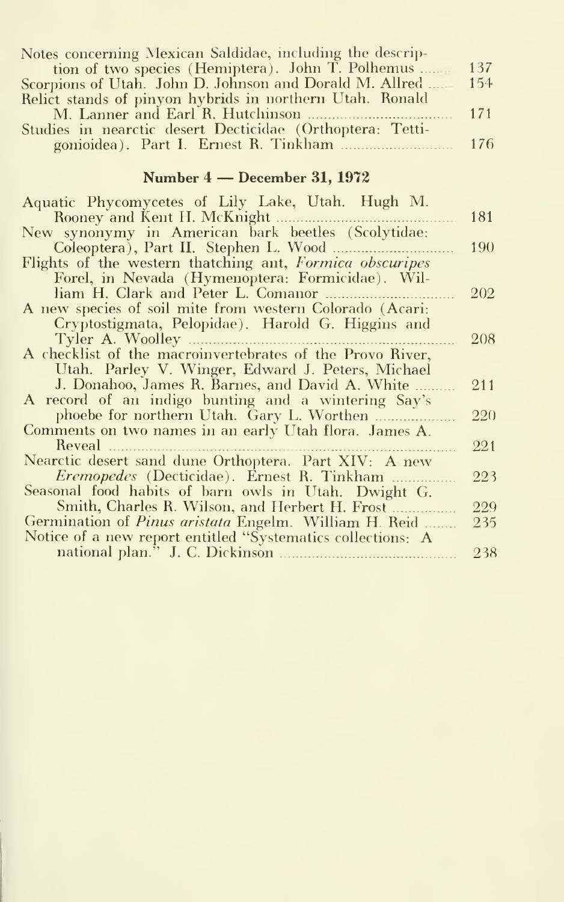Notes concerning Mexican Saldidae, including the description of two species (Hemiptera). John T. Polhemus ....... 137

Scorpions of Utah. John D. Johnson and Dorald M. Allred ....... 154

Relict stands of pinyon hybrids in northern Utah. Ronald M. Lanner and Earl R. Hutchinson ....... 171

Studies in nearctic desert Decticidae (Orthoptera: Tettigonioidea). Part I. Ernest R. Tinkham ....... 176

## Number 4 — December 31, 1972

Aquatic Phycomycetes of Lily Lake, Utah. Hugh M. Rooney and Kent H. McKnight ....... 181

New synonymy in American bark beetles (Scolytidae: Coleoptera), Part II. Stephen L. Wood ....... 190

Flights of the western thatching ant, *Formica obscuripes* Forel, in Nevada (Hymenoptera: Formicidae). William H. Clark and Peter L. Comanor ....... 202

A new species of soil mite from western Colorado (Acari: Cryptostigmata, Pelopidae). Harold G. Higgins and Tyler A. Woolley ....... 208

A checklist of the macroinvertebrates of the Provo River, Utah. Parley V. Winger, Edward J. Peters, Michael J. Donahoo, James R. Barnes, and David A. White ....... 211

A record of an indigo bunting and a wintering Say's phoebe for northern Utah. Gary L. Worthen ....... 220

Comments on two names in an early Utah flora. James A. Reveal ....... 221

Nearctic desert sand dune Orthoptera. Part XIV: A new *Eremopedes* (Decticidae). Ernest R. Tinkham ....... 223

Seasonal food habits of barn owls in Utah. Dwight G. Smith, Charles R. Wilson, and Herbert H. Frost ....... 229

Germination of *Pinus aristata* Engelm. William H. Reid ....... 235

Notice of a new report entitled "Systematics collections: A national plan." J. C. Dickinson ....... 238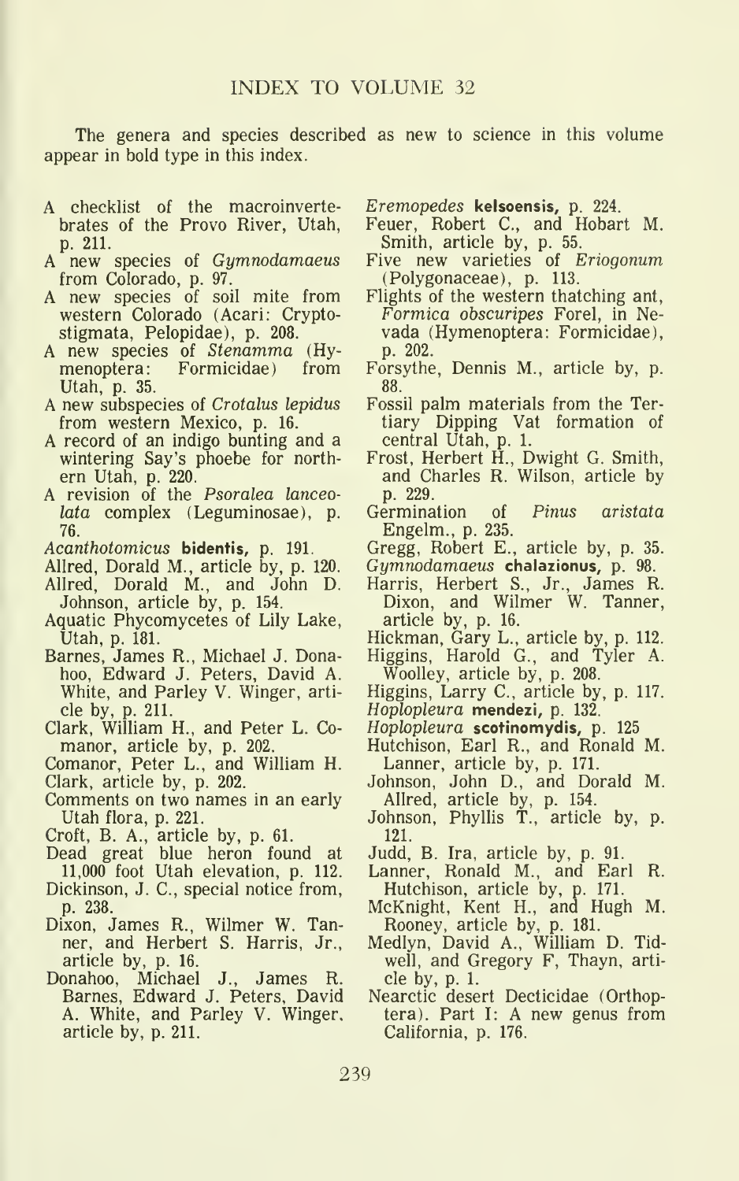## INDEX TO VOLUME 32

The genera and species described as new to science in this volume appear in bold type in this index.

A checklist of the macroinvertebrates of the Provo River, Utah, p. 211.

A new species of *Gymnodamaeus* from Colorado, p. 97.

A new species of soil mite from western Colorado (Acari: Cryptostigmata, Pelopidae), p. 208.

A new species of *Stenamma* (Hymenoptera: Formicidae) from Utah, p. 35.

A new subspecies of *Crotalus lepidus* from western Mexico, p. 16.

A record of an indigo bunting and a wintering Say's phoebe for northern Utah, p. 220.

A revision of the *Psoralea lanceolata* complex (Leguminosae), p. 76.

*Acanthotomicus* **bidentis**, p. 191.

Allred, Dorald M., article by, p. 120.

Allred, Dorald M., and John D. Johnson, article by, p. 154.

Aquatic Phycomycetes of Lily Lake, Utah, p. 181.

Barnes, James R., Michael J. Donahoo, Edward J. Peters, David A. White, and Parley V. Winger, article by, p. 211.

Clark, William H., and Peter L. Comanor, article by, p. 202.

Comanor, Peter L., and William H. Clark, article by, p. 202.

Comments on two names in an early Utah flora, p. 221.

Croft, B. A., article by, p. 61.

Dead great blue heron found at 11,000 foot Utah elevation, p. 112.

Dickinson, J. C., special notice from, p. 238.

Dixon, James R., Wilmer W. Tanner, and Herbert S. Harris, Jr., article by, p. 16.

Donahoo, Michael J., James R. Barnes, Edward J. Peters, David A. White, and Parley V. Winger, article by, p. 211.

*Eremopedes* **kelsoensis**, p. 224.

Feuer, Robert C., and Hobart M. Smith, article by, p. 55.

Five new varieties of *Eriogonum* (Polygonaceae), p. 113.

Flights of the western thatching ant, *Formica obscuripes* Forel, in Nevada (Hymenoptera: Formicidae), p. 202.

Forsythe, Dennis M., article by, p. 88.

Fossil palm materials from the Tertiary Dipping Vat formation of central Utah, p. 1.

Frost, Herbert H., Dwight G. Smith, and Charles R. Wilson, article by p. 229.

Germination of *Pinus aristata* Engelm., p. 235.

Gregg, Robert E., article by, p. 35.

*Gymnodamaeus* **chalazionus**, p. 98.

Harris, Herbert S., Jr., James R. Dixon, and Wilmer W. Tanner, article by, p. 16.

Hickman, Gary L., article by, p. 112.

Higgins, Harold G., and Tyler A. Woolley, article by, p. 208.

Higgins, Larry C., article by, p. 117.

*Hoplopleura* **mendezi**, p. 132.

*Hoplopleura* **scotinomydis**, p. 125

Hutchison, Earl R., and Ronald M. Lanner, article by, p. 171.

Johnson, John D., and Dorald M. Allred, article by, p. 154.

Johnson, Phyllis T., article by, p. 121.

Judd, B. Ira, article by, p. 91.

Lanner, Ronald M., and Earl R. Hutchison, article by, p. 171.

McKnight, Kent H., and Hugh M. Rooney, article by, p. 181.

Medlyn, David A., William D. Tidwell, and Gregory F, Thayn, article by, p. 1.

Nearctic desert Decticidae (Orthoptera). Part I: A new genus from California, p. 176.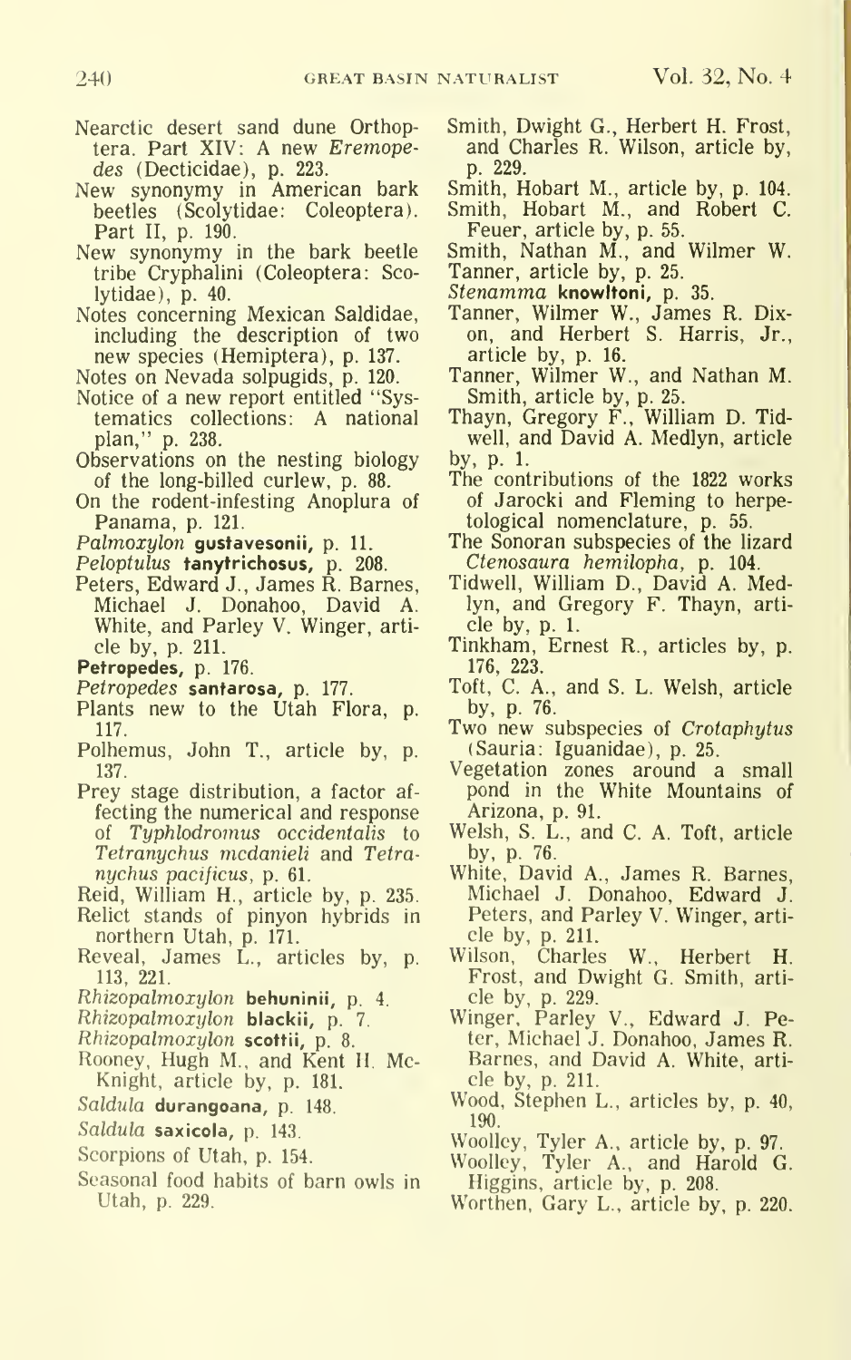Nearctic desert sand dune Orthoptera. Part XIV: A new *Eremopedes* (Decticidae), p. 223.

New synonymy in American bark beetles (Scolytidae: Coleoptera). Part II, p. 190.

New synonymy in the bark beetle tribe Cryphalini (Coleoptera: Scolytidae), p. 40.

Notes concerning Mexican Saldidae, including the description of two new species (Hemiptera), p. 137.

Notes on Nevada solpugids, p. 120.

Notice of a new report entitled "Systematics collections: A national plan," p. 238.

Observations on the nesting biology of the long-billed curlew, p. 88.

On the rodent-infesting Anoplura of Panama, p. 121.

*Palmoxylon* **gustavesonii,** p. 11.

*Peloptulus* **tanytrichosus,** p. 208.

Peters, Edward J., James R. Barnes, Michael J. Donahoo, David A. White, and Parley V. Winger, article by, p. 211.

**Petropedes,** p. 176.

*Petropedes* **santarosa,** p. 177.

Plants new to the Utah Flora, p. 117.

Polhemus, John T., article by, p. 137.

Prey stage distribution, a factor affecting the numerical and response of *Typhlodromus occidentalis* to *Tetranychus mcdanieli* and *Tetranychus pacificus*, p. 61.

Reid, William H., article by, p. 235.

Relict stands of pinyon hybrids in northern Utah, p. 171.

Reveal, James L., articles by, p. 113, 221.

*Rhizopalmoxylon* **behuninii,** p. 4.

*Rhizopalmoxylon* **blackii,** p. 7.

*Rhizopalmoxylon* **scottii,** p. 8.

Rooney, Hugh M., and Kent H. McKnight, article by, p. 181.

*Saldula* **durangoana,** p. 148.

*Saldula* **saxicola,** p. 143.

Scorpions of Utah, p. 154.

Seasonal food habits of barn owls in Utah, p. 229.

Smith, Dwight G., Herbert H. Frost, and Charles R. Wilson, article by, p. 229.

Smith, Hobart M., article by, p. 104.

Smith, Hobart M., and Robert C. Feuer, article by, p. 55.

Smith, Nathan M., and Wilmer W. Tanner, article by, p. 25.

*Stenamma* **knowltoni,** p. 35.

Tanner, Wilmer W., James R. Dixon, and Herbert S. Harris, Jr., article by, p. 16.

Tanner, Wilmer W., and Nathan M. Smith, article by, p. 25.

Thayn, Gregory F., William D. Tidwell, and David A. Medlyn, article by, p. 1.

The contributions of the 1822 works of Jarocki and Fleming to herpetological nomenclature, p. 55.

The Sonoran subspecies of the lizard *Ctenosaura hemilopha*, p. 104.

Tidwell, William D., David A. Medlyn, and Gregory F. Thayn, article by, p. 1.

Tinkham, Ernest R., articles by, p. 176, 223.

Toft, C. A., and S. L. Welsh, article by, p. 76.

Two new subspecies of *Crotaphytus* (Sauria: Iguanidae), p. 25.

Vegetation zones around a small pond in the White Mountains of Arizona, p. 91.

Welsh, S. L., and C. A. Toft, article by, p. 76.

White, David A., James R. Barnes, Michael J. Donahoo, Edward J. Peters, and Parley V. Winger, article by, p. 211.

Wilson, Charles W., Herbert H. Frost, and Dwight G. Smith, article by, p. 229.

Winger, Parley V., Edward J. Peter, Michael J. Donahoo, James R. Barnes, and David A. White, article by, p. 211.

Wood, Stephen L., articles by, p. 40, 190.

Woolley, Tyler A., article by, p. 97.

Woolley, Tyler A., and Harold G. Higgins, article by, p. 208.

Worthen, Gary L., article by, p. 220.